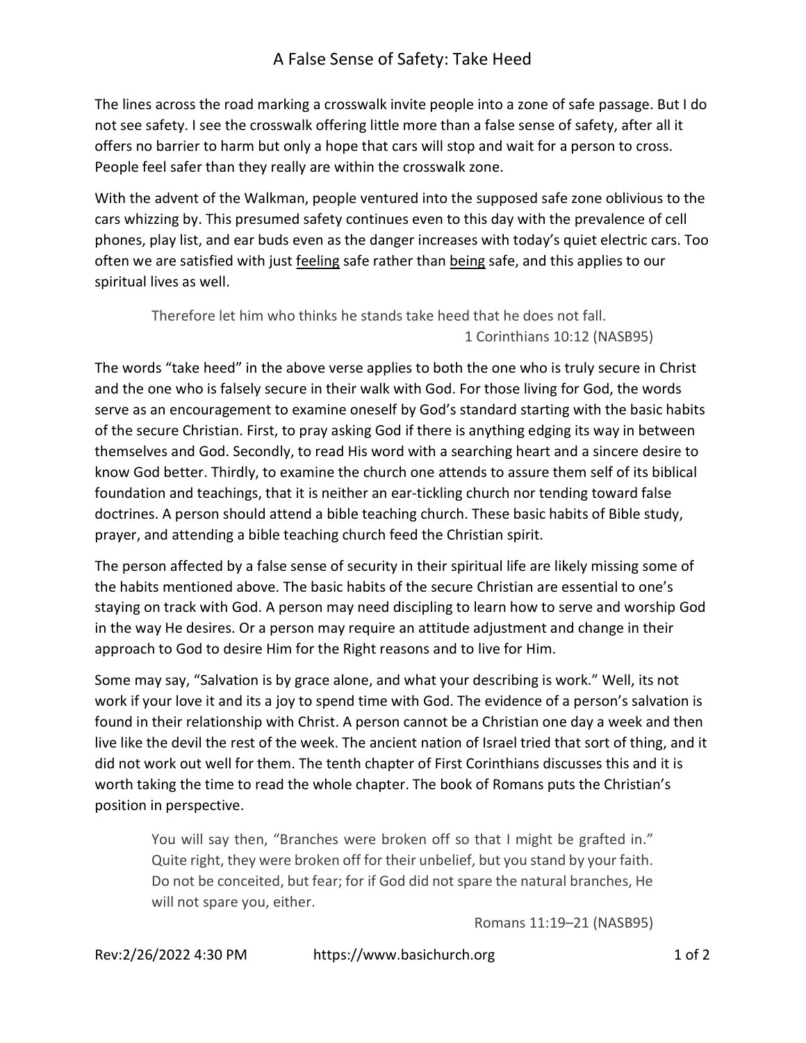# A False Sense of Safety: Take Heed

The lines across the road marking a crosswalk invite people into a zone of safe passage. But I do not see safety. I see the crosswalk offering little more than a false sense of safety, after all it offers no barrier to harm but only a hope that cars will stop and wait for a person to cross. People feel safer than they really are within the crosswalk zone.

With the advent of the Walkman, people ventured into the supposed safe zone oblivious to the cars whizzing by. This presumed safety continues even to this day with the prevalence of cell phones, play list, and ear buds even as the danger increases with today's quiet electric cars. Too often we are satisfied with just <u>feeling</u> safe rather than <u>being</u> safe, and this applies to our spiritual lives as well.

> Therefore let him who thinks he stands take heed that he does not fall.
>
> 1 Corinthians 10:12 (NASB95)

The words "take heed" in the above verse applies to both the one who is truly secure in Christ and the one who is falsely secure in their walk with God. For those living for God, the words serve as an encouragement to examine oneself by God's standard starting with the basic habits of the secure Christian. First, to pray asking God if there is anything edging its way in between themselves and God. Secondly, to read His word with a searching heart and a sincere desire to know God better. Thirdly, to examine the church one attends to assure them self of its biblical foundation and teachings, that it is neither an ear-tickling church nor tending toward false doctrines. A person should attend a bible teaching church. These basic habits of Bible study, prayer, and attending a bible teaching church feed the Christian spirit.

The person affected by a false sense of security in their spiritual life are likely missing some of the habits mentioned above. The basic habits of the secure Christian are essential to one's staying on track with God. A person may need discipling to learn how to serve and worship God in the way He desires. Or a person may require an attitude adjustment and change in their approach to God to desire Him for the Right reasons and to live for Him.

Some may say, "Salvation is by grace alone, and what your describing is work." Well, its not work if your love it and its a joy to spend time with God. The evidence of a person's salvation is found in their relationship with Christ. A person cannot be a Christian one day a week and then live like the devil the rest of the week. The ancient nation of Israel tried that sort of thing, and it did not work out well for them. The tenth chapter of First Corinthians discusses this and it is worth taking the time to read the whole chapter. The book of Romans puts the Christian's position in perspective.

> You will say then, "Branches were broken off so that I might be grafted in." Quite right, they were broken off for their unbelief, but you stand by your faith. Do not be conceited, but fear; for if God did not spare the natural branches, He will not spare you, either.
>
> Romans 11:19–21 (NASB95)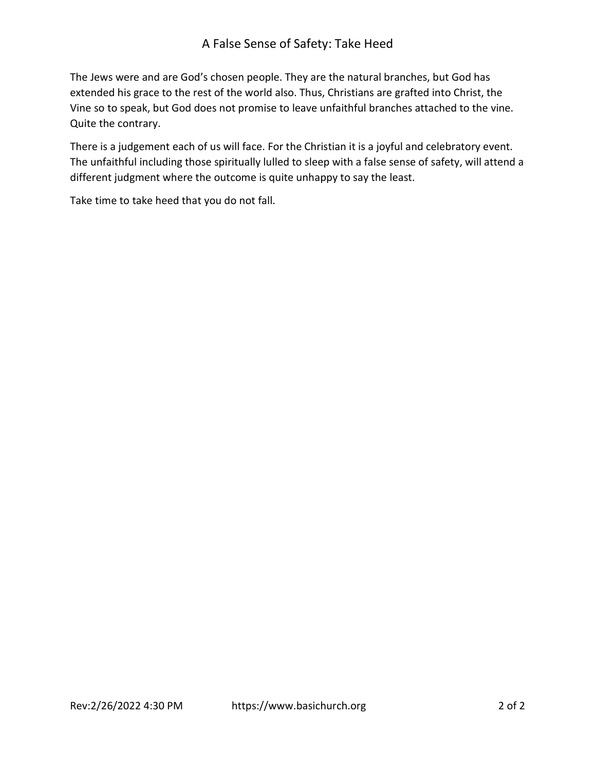The Jews were and are God's chosen people. They are the natural branches, but God has extended his grace to the rest of the world also. Thus, Christians are grafted into Christ, the Vine so to speak, but God does not promise to leave unfaithful branches attached to the vine. Quite the contrary.

There is a judgement each of us will face. For the Christian it is a joyful and celebratory event. The unfaithful including those spiritually lulled to sleep with a false sense of safety, will attend a different judgment where the outcome is quite unhappy to say the least.

Take time to take heed that you do not fall.